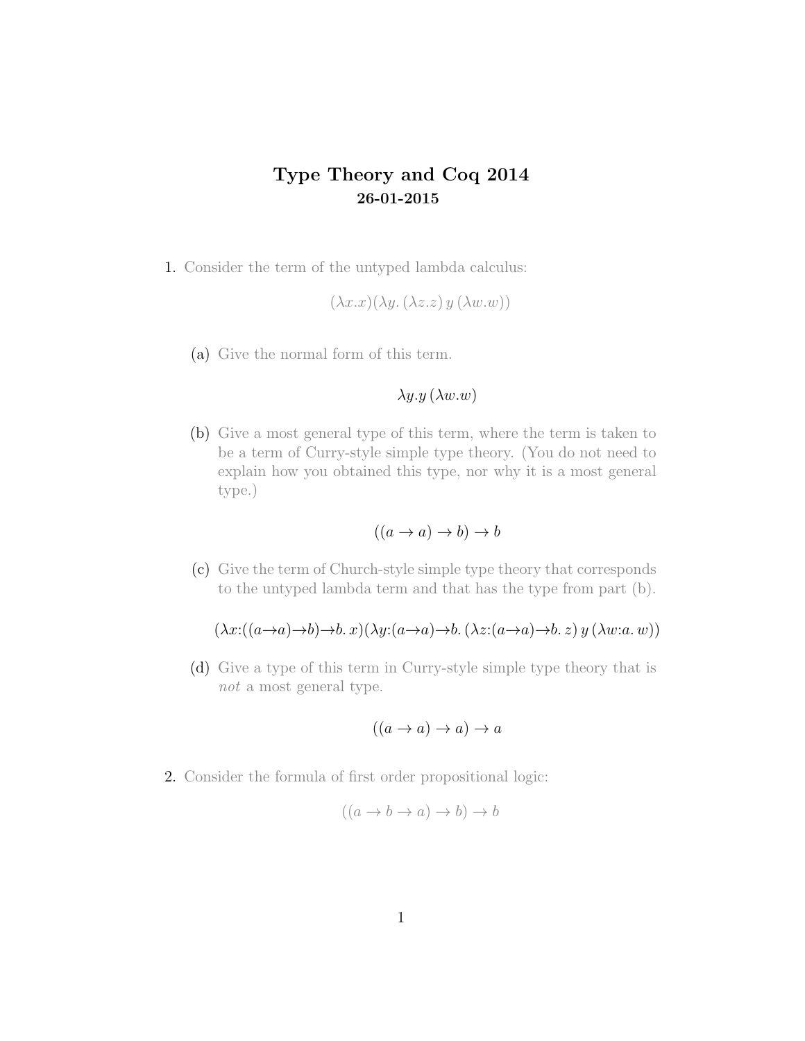# Type Theory and Coq 2014

**26-01-2015**

1. Consider the term of the untyped lambda calculus:

$$(\lambda x.x)(\lambda y.\,(\lambda z.z)\,y\,(\lambda w.w))$$

   (a) Give the normal form of this term.

$$\lambda y.y\,(\lambda w.w)$$

   (b) Give a most general type of this term, where the term is taken to be a term of Curry-style simple type theory. (You do not need to explain how you obtained this type, nor why it is a most general type.)

$$((a \to a) \to b) \to b$$

   (c) Give the term of Church-style simple type theory that corresponds to the untyped lambda term and that has the type from part (b).

$$(\lambda x{:}((a{\to}a){\to}b){\to}b.\,x)(\lambda y{:}(a{\to}a){\to}b.\,(\lambda z{:}(a{\to}a){\to}b.\,z)\,y\,(\lambda w{:}a.\,w))$$

   (d) Give a type of this term in Curry-style simple type theory that is *not* a most general type.

$$((a \to a) \to a) \to a$$

2. Consider the formula of first order propositional logic:

$$((a \to b \to a) \to b) \to b$$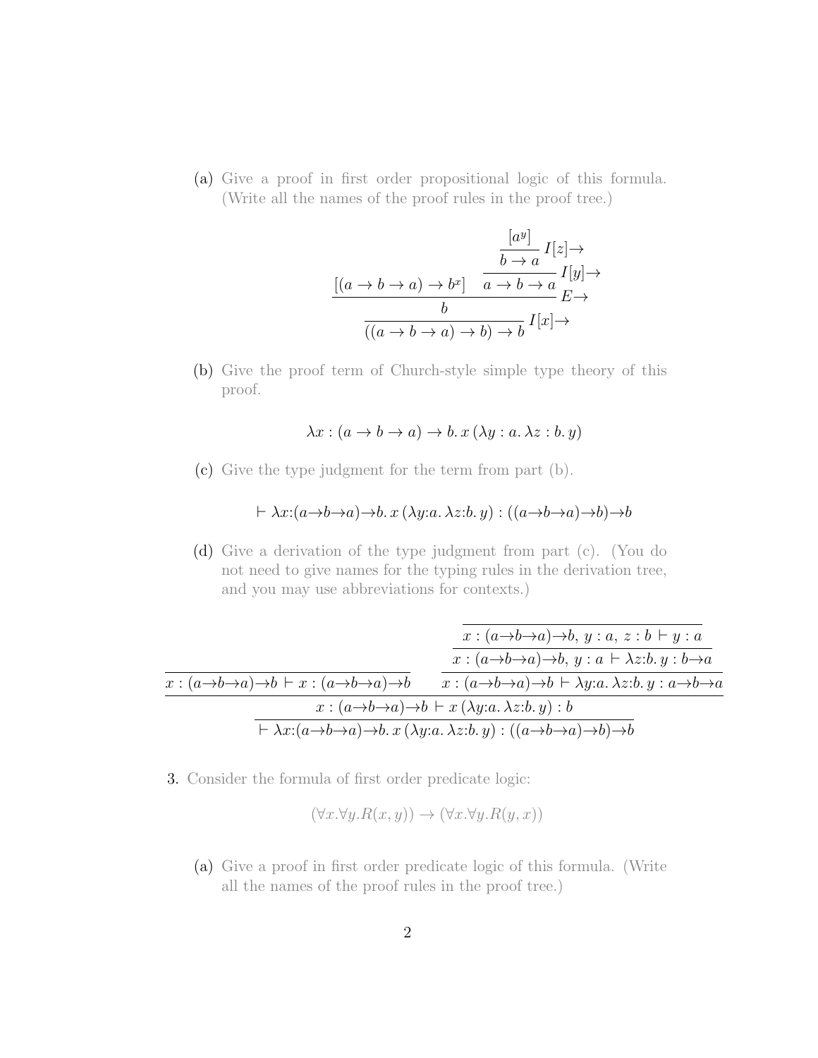(a) Give a proof in first order propositional logic of this formula. (Write all the names of the proof rules in the proof tree.)

$$
\dfrac{[(a \to b \to a) \to b^x] \qquad \dfrac{\dfrac{[a^y]}{b \to a}\, I[z]{\to}}{a \to b \to a}\, I[y]{\to}}{\dfrac{b}{((a \to b \to a) \to b) \to b}\, I[x]{\to}}\, E{\to}
$$

(b) Give the proof term of Church-style simple type theory of this proof.

$$
\lambda x : (a \to b \to a) \to b.\, x\, (\lambda y : a.\, \lambda z : b.\, y)
$$

(c) Give the type judgment for the term from part (b).

$$
\vdash \lambda x{:}(a{\to}b{\to}a){\to}b.\, x\, (\lambda y{:}a.\, \lambda z{:}b.\, y) : ((a{\to}b{\to}a){\to}b){\to}b
$$

(d) Give a derivation of the type judgment from part (c). (You do not need to give names for the typing rules in the derivation tree, and you may use abbreviations for contexts.)

$$
\dfrac{\dfrac{\overline{x : (a{\to}b{\to}a){\to}b \vdash x : (a{\to}b{\to}a){\to}b} \qquad \dfrac{\dfrac{\overline{x : (a{\to}b{\to}a){\to}b,\, y : a,\, z : b \vdash y : a}}{x : (a{\to}b{\to}a){\to}b,\, y : a \vdash \lambda z{:}b.\, y : b{\to}a}}{x : (a{\to}b{\to}a){\to}b \vdash \lambda y{:}a.\, \lambda z{:}b.\, y : a{\to}b{\to}a}}{x : (a{\to}b{\to}a){\to}b \vdash x\, (\lambda y{:}a.\, \lambda z{:}b.\, y) : b}}{\vdash \lambda x{:}(a{\to}b{\to}a){\to}b.\, x\, (\lambda y{:}a.\, \lambda z{:}b.\, y) : ((a{\to}b{\to}a){\to}b){\to}b}
$$

3. Consider the formula of first order predicate logic:

$$
(\forall x. \forall y. R(x, y)) \to (\forall x. \forall y. R(y, x))
$$

(a) Give a proof in first order predicate logic of this formula. (Write all the names of the proof rules in the proof tree.)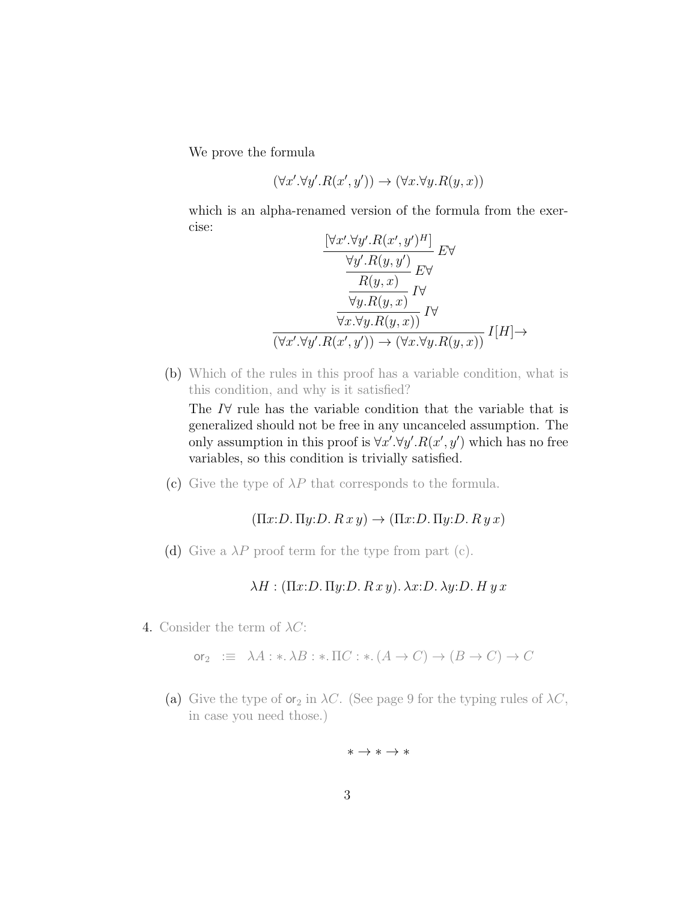We prove the formula

$$(\forall x'.\forall y'.R(x',y')) \to (\forall x.\forall y.R(y,x))$$

which is an alpha-renamed version of the formula from the exercise:

$$\dfrac{\dfrac{\dfrac{\dfrac{\dfrac{[\forall x'.\forall y'.R(x',y')^H]}{\forall y'.R(y,y')}\,E\forall}{R(y,x)}\,E\forall}{\forall y.R(y,x)}\,I\forall}{\forall x.\forall y.R(y,x))}\,I\forall}{(\forall x'.\forall y'.R(x',y')) \to (\forall x.\forall y.R(y,x))}\,I[H]{\to}$$

(b) Which of the rules in this proof has a variable condition, what is this condition, and why is it satisfied?

The $I\forall$ rule has the variable condition that the variable that is generalized should not be free in any uncanceled assumption. The only assumption in this proof is $\forall x'.\forall y'.R(x',y')$ which has no free variables, so this condition is trivially satisfied.

(c) Give the type of $\lambda P$ that corresponds to the formula.

$$(\Pi x{:}D.\,\Pi y{:}D.\,R\,x\,y) \to (\Pi x{:}D.\,\Pi y{:}D.\,R\,y\,x)$$

(d) Give a $\lambda P$ proof term for the type from part (c).

$$\lambda H : (\Pi x{:}D.\,\Pi y{:}D.\,R\,x\,y).\,\lambda x{:}D.\,\lambda y{:}D.\,H\,y\,x$$

4. Consider the term of $\lambda C$:

$$\mathsf{or}_2 \;:\equiv\; \lambda A : *.\, \lambda B : *.\, \Pi C : *.\, (A \to C) \to (B \to C) \to C$$

(a) Give the type of $\mathsf{or}_2$ in $\lambda C$. (See page 9 for the typing rules of $\lambda C$, in case you need those.)

$$* \to * \to *$$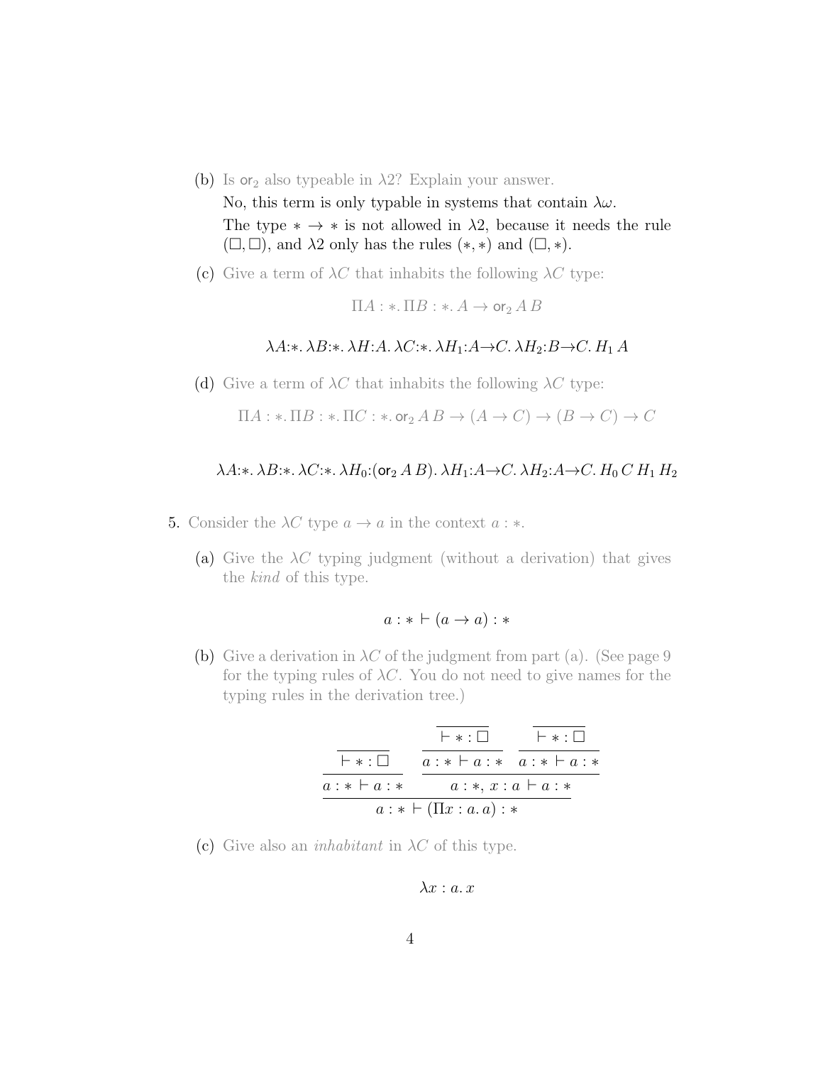(b) Is $\mathsf{or}_2$ also typeable in $\lambda 2$? Explain your answer.

No, this term is only typable in systems that contain $\lambda\omega$.

The type $* \to *$ is not allowed in $\lambda 2$, because it needs the rule $(\Box, \Box)$, and $\lambda 2$ only has the rules $(*, *)$ and $(\Box, *)$.

(c) Give a term of $\lambda C$ that inhabits the following $\lambda C$ type:

$$\Pi A : *. \, \Pi B : *. \, A \to \mathsf{or}_2 \, A \, B$$

$$\lambda A{:}*. \, \lambda B{:}*. \, \lambda H{:}A. \, \lambda C{:}*. \, \lambda H_1{:}A{\to}C. \, \lambda H_2{:}B{\to}C. \, H_1 \, A$$

(d) Give a term of $\lambda C$ that inhabits the following $\lambda C$ type:

$$\Pi A : *. \, \Pi B : *. \, \Pi C : *. \, \mathsf{or}_2 \, A \, B \to (A \to C) \to (B \to C) \to C$$

$$\lambda A{:}*. \, \lambda B{:}*. \, \lambda C{:}*. \, \lambda H_0{:}(\mathsf{or}_2 \, A \, B). \, \lambda H_1{:}A{\to}C. \, \lambda H_2{:}A{\to}C. \, H_0 \, C \, H_1 \, H_2$$

5. Consider the $\lambda C$ type $a \to a$ in the context $a : *$.

(a) Give the $\lambda C$ typing judgment (without a derivation) that gives the *kind* of this type.

$$a : * \vdash (a \to a) : *$$

(b) Give a derivation in $\lambda C$ of the judgment from part (a). (See page 9 for the typing rules of $\lambda C$. You do not need to give names for the typing rules in the derivation tree.)

$$\dfrac{\dfrac{\dfrac{}{\vdash * : \Box}}{a : * \vdash a : *} \qquad \dfrac{\dfrac{\dfrac{}{\vdash * : \Box}}{a : * \vdash a : *} \quad \dfrac{\dfrac{}{\vdash * : \Box}}{a : * \vdash a : *}}{a : *, \, x : a \vdash a : *}}{a : * \vdash (\Pi x : a. \, a) : *}$$

(c) Give also an *inhabitant* in $\lambda C$ of this type.

$$\lambda x : a. \, x$$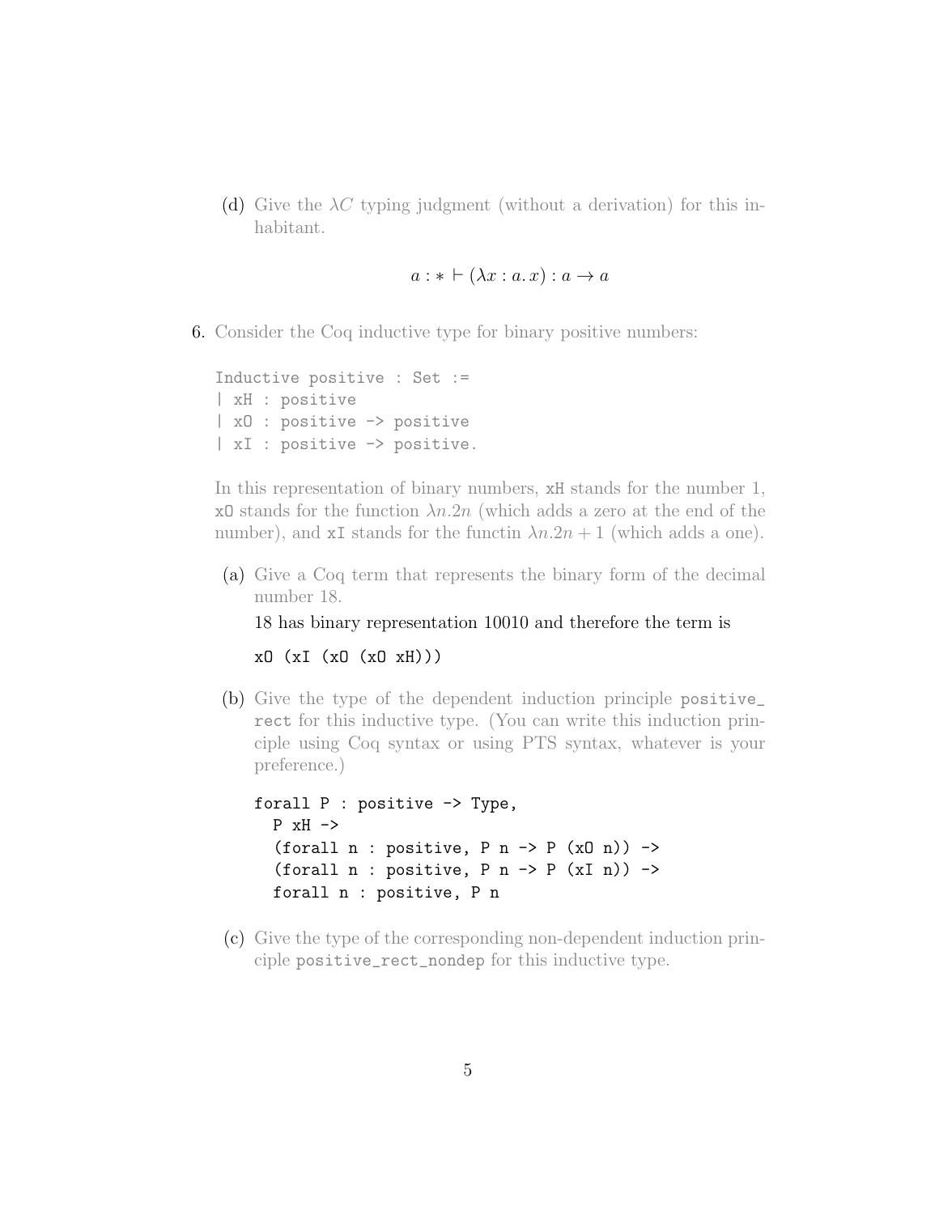(d) Give the $\lambda C$ typing judgment (without a derivation) for this inhabitant.

$$a : * \vdash (\lambda x : a.\, x) : a \to a$$

6. Consider the Coq inductive type for binary positive numbers:

```
Inductive positive : Set :=
| xH : positive
| xO : positive -> positive
| xI : positive -> positive.
```

In this representation of binary numbers, `xH` stands for the number 1, `xO` stands for the function $\lambda n.2n$ (which adds a zero at the end of the number), and `xI` stands for the functin $\lambda n.2n + 1$ (which adds a one).

(a) Give a Coq term that represents the binary form of the decimal number 18.

18 has binary representation 10010 and therefore the term is

```
xO (xI (xO (xO xH)))
```

(b) Give the type of the dependent induction principle `positive_rect` for this inductive type. (You can write this induction principle using Coq syntax or using PTS syntax, whatever is your preference.)

```
forall P : positive -> Type,
  P xH ->
  (forall n : positive, P n -> P (xO n)) ->
  (forall n : positive, P n -> P (xI n)) ->
  forall n : positive, P n
```

(c) Give the type of the corresponding non-dependent induction principle `positive_rect_nondep` for this inductive type.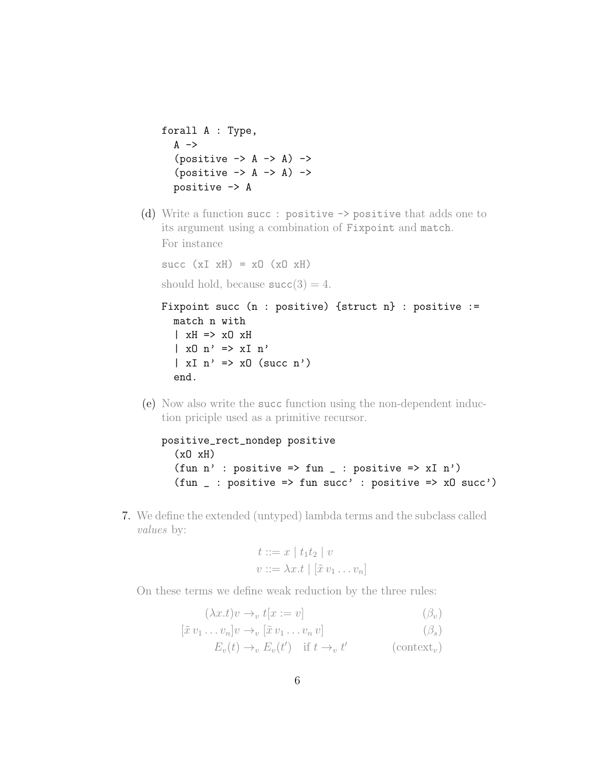```
forall A : Type,
  A ->
  (positive -> A -> A) ->
  (positive -> A -> A) ->
  positive -> A
```

(d) Write a function `succ : positive -> positive` that adds one to its argument using a combination of `Fixpoint` and `match`.
For instance

```
succ (xI xH) = xO (xO xH)
```

should hold, because $\texttt{succ}(3) = 4$.

```
Fixpoint succ (n : positive) {struct n} : positive :=
  match n with
  | xH => xO xH
  | xO n' => xI n'
  | xI n' => xO (succ n')
  end.
```

(e) Now also write the `succ` function using the non-dependent induction priciple used as a primitive recursor.

```
positive_rect_nondep positive
  (xO xH)
  (fun n' : positive => fun _ : positive => xI n')
  (fun _ : positive => fun succ' : positive => xO succ')
```

7. We define the extended (untyped) lambda terms and the subclass called *values* by:

$$t ::= x \mid t_1 t_2 \mid v$$
$$v ::= \lambda x.t \mid [\tilde{x}\, v_1 \ldots v_n]$$

On these terms we define weak reduction by the three rules:

$$(\lambda x.t)v \to_v t[x := v] \qquad (\beta_v)$$
$$[\tilde{x}\, v_1 \ldots v_n]v \to_v [\tilde{x}\, v_1 \ldots v_n\, v] \qquad (\beta_s)$$
$$E_v(t) \to_v E_v(t') \quad \text{if } t \to_v t' \qquad (\text{context}_v)$$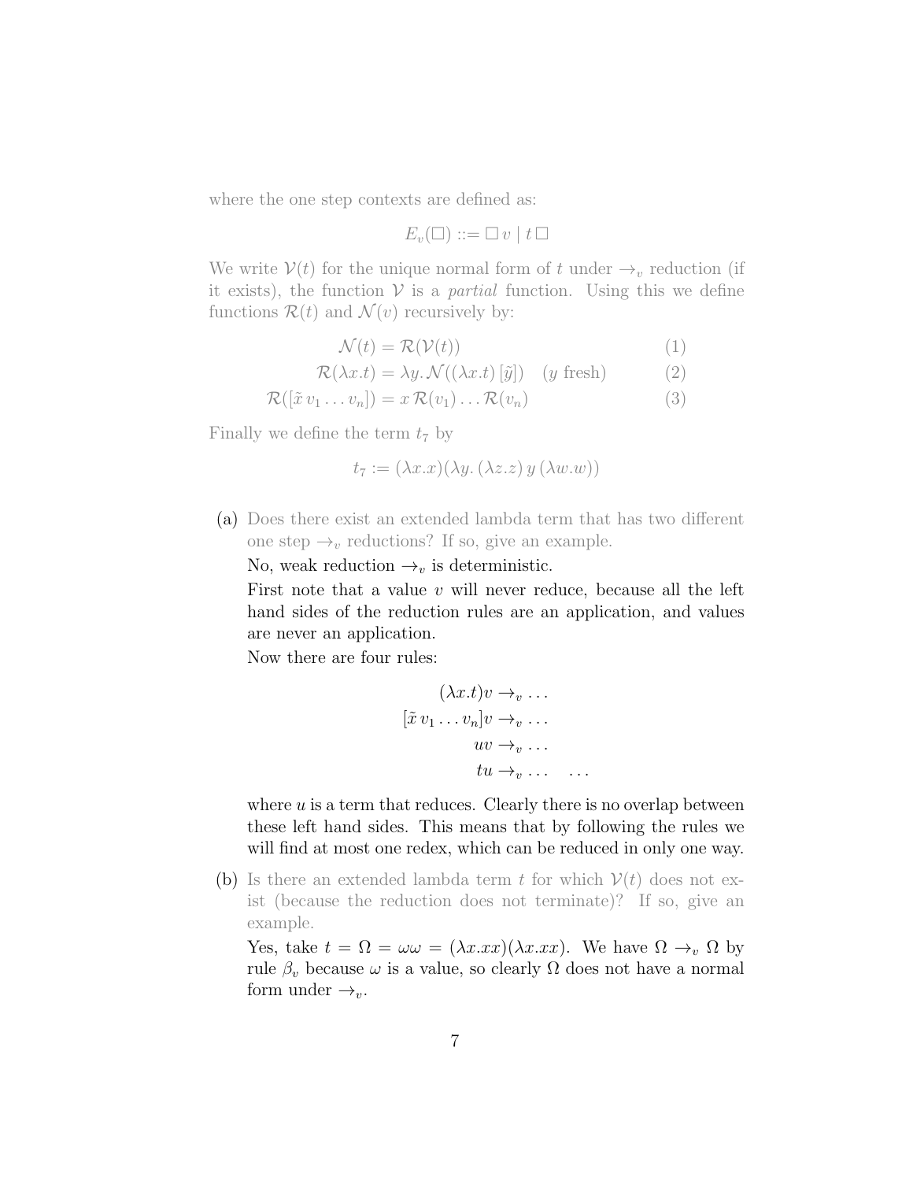where the one step contexts are defined as:

$$E_v(\Box) ::= \Box\, v \mid t\, \Box$$

We write $\mathcal{V}(t)$ for the unique normal form of $t$ under $\to_v$ reduction (if it exists), the function $\mathcal{V}$ is a *partial* function. Using this we define functions $\mathcal{R}(t)$ and $\mathcal{N}(v)$ recursively by:

$$\mathcal{N}(t) = \mathcal{R}(\mathcal{V}(t)) \tag{1}$$

$$\mathcal{R}(\lambda x.t) = \lambda y.\, \mathcal{N}((\lambda x.t)\,[\tilde{y}]) \quad (y \text{ fresh}) \tag{2}$$

$$\mathcal{R}([\tilde{x}\, v_1 \ldots v_n]) = x\, \mathcal{R}(v_1) \ldots \mathcal{R}(v_n) \tag{3}$$

Finally we define the term $t_7$ by

$$t_7 := (\lambda x.x)(\lambda y.\, (\lambda z.z)\, y\, (\lambda w.w))$$

(a) Does there exist an extended lambda term that has two different one step $\to_v$ reductions? If so, give an example.

No, weak reduction $\to_v$ is deterministic.

First note that a value $v$ will never reduce, because all the left hand sides of the reduction rules are an application, and values are never an application.

Now there are four rules:

$$\begin{aligned} (\lambda x.t)v &\to_v \ldots \\ [\tilde{x}\, v_1 \ldots v_n]v &\to_v \ldots \\ uv &\to_v \ldots \\ tu &\to_v \ldots \quad \ldots \end{aligned}$$

where $u$ is a term that reduces. Clearly there is no overlap between these left hand sides. This means that by following the rules we will find at most one redex, which can be reduced in only one way.

(b) Is there an extended lambda term $t$ for which $\mathcal{V}(t)$ does not exist (because the reduction does not terminate)? If so, give an example.

Yes, take $t = \Omega = \omega\omega = (\lambda x.xx)(\lambda x.xx)$. We have $\Omega \to_v \Omega$ by rule $\beta_v$ because $\omega$ is a value, so clearly $\Omega$ does not have a normal form under $\to_v$.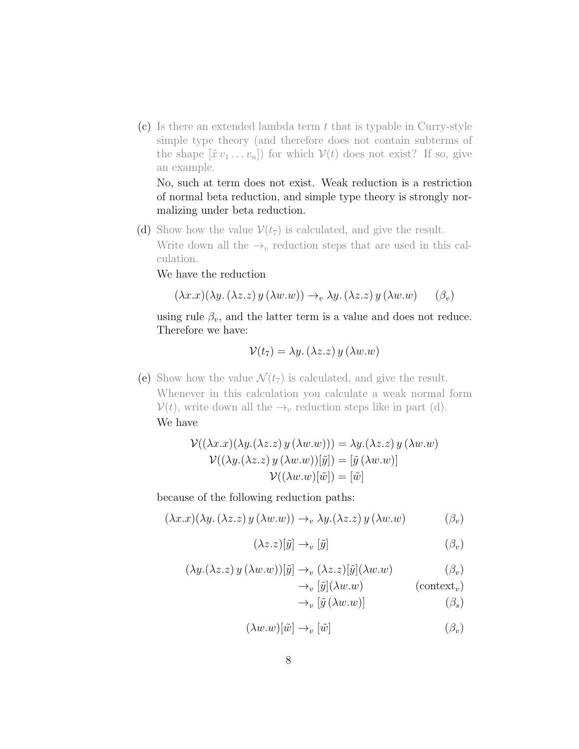(c) Is there an extended lambda term $t$ that is typable in Curry-style simple type theory (and therefore does not contain subterms of the shape $[\tilde{x}\, v_1 \dots v_n]$) for which $\mathcal{V}(t)$ does not exist? If so, give an example.

No, such at term does not exist. Weak reduction is a restriction of normal beta reduction, and simple type theory is strongly normalizing under beta reduction.

(d) Show how the value $\mathcal{V}(t_7)$ is calculated, and give the result.

Write down all the $\to_v$ reduction steps that are used in this calculation.

We have the reduction

$$(\lambda x.x)(\lambda y.\,(\lambda z.z)\,y\,(\lambda w.w)) \to_v \lambda y.\,(\lambda z.z)\,y\,(\lambda w.w) \qquad (\beta_v)$$

using rule $\beta_v$, and the latter term is a value and does not reduce. Therefore we have:

$$\mathcal{V}(t_7) = \lambda y.\,(\lambda z.z)\,y\,(\lambda w.w)$$

(e) Show how the value $\mathcal{N}(t_7)$ is calculated, and give the result.

Whenever in this calculation you calculate a weak normal form $\mathcal{V}(t)$, write down all the $\to_v$ reduction steps like in part (d).

We have

$$\begin{aligned}
\mathcal{V}((\lambda x.x)(\lambda y.(\lambda z.z)\,y\,(\lambda w.w))) &= \lambda y.(\lambda z.z)\,y\,(\lambda w.w) \\
\mathcal{V}((\lambda y.(\lambda z.z)\,y\,(\lambda w.w))[\tilde{y}]) &= [\tilde{y}\,(\lambda w.w)] \\
\mathcal{V}((\lambda w.w)[\tilde{w}]) &= [\tilde{w}]
\end{aligned}$$

because of the following reduction paths:

$$(\lambda x.x)(\lambda y.\,(\lambda z.z)\,y\,(\lambda w.w)) \to_v \lambda y.(\lambda z.z)\,y\,(\lambda w.w) \qquad (\beta_v)$$

$$(\lambda z.z)[\tilde{y}] \to_v [\tilde{y}] \qquad (\beta_v)$$

$$\begin{aligned}
(\lambda y.(\lambda z.z)\,y\,(\lambda w.w))[\tilde{y}] &\to_v (\lambda z.z)[\tilde{y}](\lambda w.w) && (\beta_v) \\
&\to_v [\tilde{y}](\lambda w.w) && (\text{context}_v) \\
&\to_v [\tilde{y}\,(\lambda w.w)] && (\beta_s)
\end{aligned}$$

$$(\lambda w.w)[\tilde{w}] \to_v [\tilde{w}] \qquad (\beta_v)$$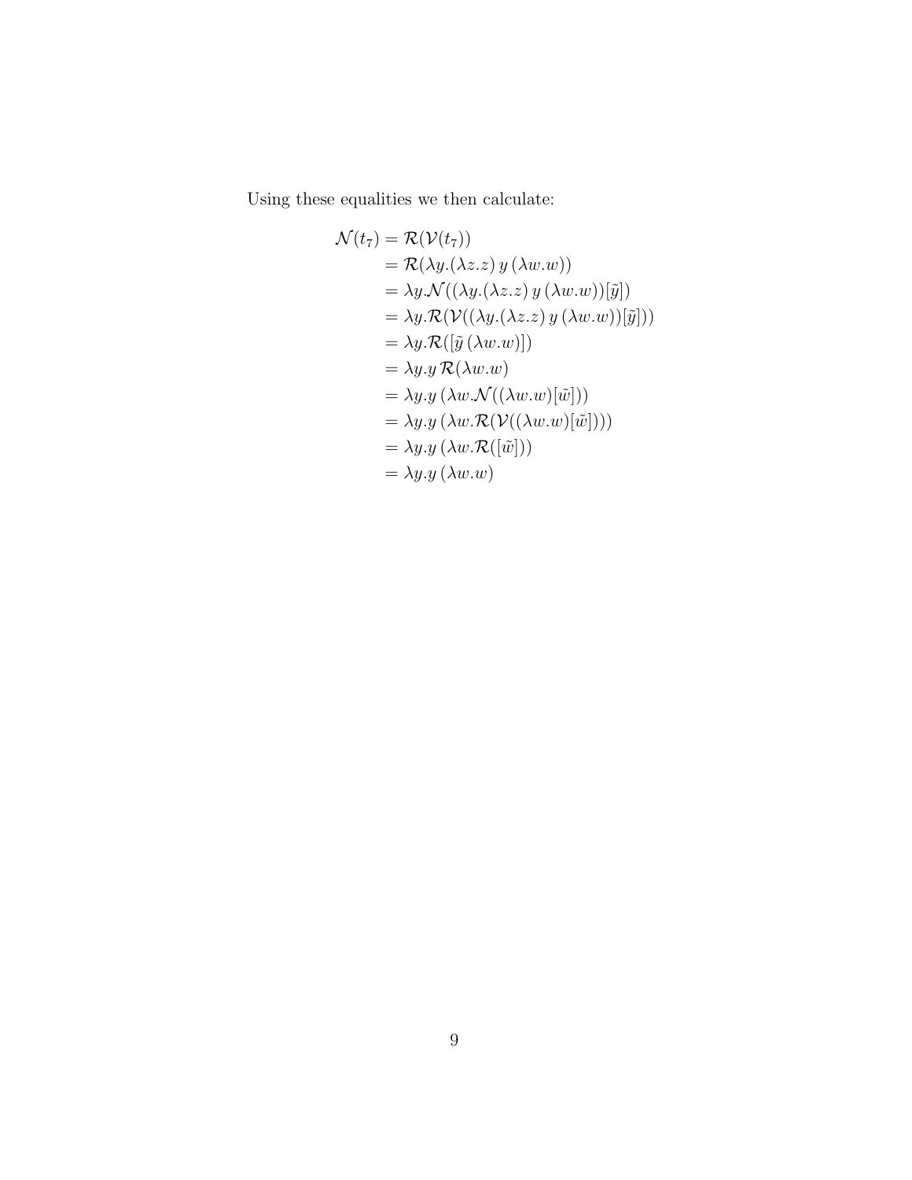Using these equalities we then calculate:

$$
\begin{aligned}
\mathcal{N}(t_7) &= \mathcal{R}(\mathcal{V}(t_7)) \\
&= \mathcal{R}(\lambda y.(\lambda z.z)\, y\, (\lambda w.w)) \\
&= \lambda y.\mathcal{N}((\lambda y.(\lambda z.z)\, y\, (\lambda w.w))[\tilde{y}]) \\
&= \lambda y.\mathcal{R}(\mathcal{V}((\lambda y.(\lambda z.z)\, y\, (\lambda w.w))[\tilde{y}])) \\
&= \lambda y.\mathcal{R}([\tilde{y}\, (\lambda w.w)]) \\
&= \lambda y.y\, \mathcal{R}(\lambda w.w) \\
&= \lambda y.y\, (\lambda w.\mathcal{N}((\lambda w.w)[\tilde{w}])) \\
&= \lambda y.y\, (\lambda w.\mathcal{R}(\mathcal{V}((\lambda w.w)[\tilde{w}]))) \\
&= \lambda y.y\, (\lambda w.\mathcal{R}([\tilde{w}])) \\
&= \lambda y.y\, (\lambda w.w)
\end{aligned}
$$